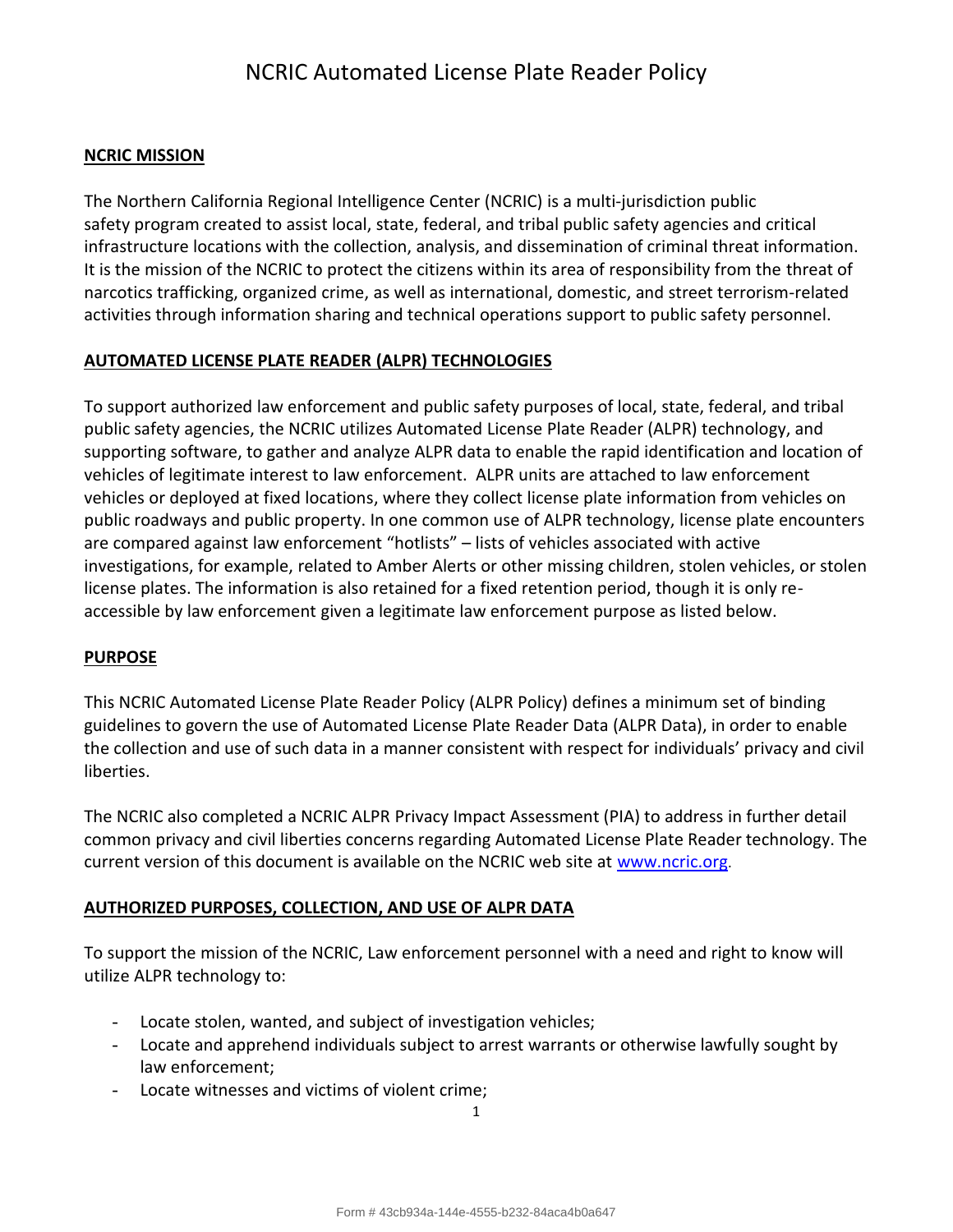# NCRIC Automated License Plate Reader Policy

## NCRIC MISSION

The Northern California Regional Intelligence Center (NCRIC) is a multi-jurisdiction public safety program created to assist local, state, federal, and tribal public safety agencies and critical infrastructure locations with the collection, analysis, and dissemination of criminal threat information. It is the mission of the NCRIC to protect the citizens within its area of responsibility from the threat of narcotics trafficking, organized crime, as well as international, domestic, and street terrorism-related activities through information sharing and technical operations support to public safety personnel.

## AUTOMATED LICENSE PLATE READER (ALPR) TECHNOLOGIES

To support authorized law enforcement and public safety purposes of local, state, federal, and tribal public safety agencies, the NCRIC utilizes Automated License Plate Reader (ALPR) technology, and supporting software, to gather and analyze ALPR data to enable the rapid identification and location of vehicles of legitimate interest to law enforcement. ALPR units are attached to law enforcement vehicles or deployed at fixed locations, where they collect license plate information from vehicles on public roadways and public property. In one common use of ALPR technology, license plate encounters are compared against law enforcement "hotlists" – lists of vehicles associated with active investigations, for example, related to Amber Alerts or other missing children, stolen vehicles, or stolen license plates. The information is also retained for a fixed retention period, though it is only re-accessible by law enforcement given a legitimate law enforcement purpose as listed below.

## PURPOSE

This NCRIC Automated License Plate Reader Policy (ALPR Policy) defines a minimum set of binding guidelines to govern the use of Automated License Plate Reader Data (ALPR Data), in order to enable the collection and use of such data in a manner consistent with respect for individuals' privacy and civil liberties.

The NCRIC also completed a NCRIC ALPR Privacy Impact Assessment (PIA) to address in further detail common privacy and civil liberties concerns regarding Automated License Plate Reader technology. The current version of this document is available on the NCRIC web site at [www.ncric.org](http://www.ncric.org).

## AUTHORIZED PURPOSES, COLLECTION, AND USE OF ALPR DATA

To support the mission of the NCRIC, Law enforcement personnel with a need and right to know will utilize ALPR technology to:

- Locate stolen, wanted, and subject of investigation vehicles;
- Locate and apprehend individuals subject to arrest warrants or otherwise lawfully sought by law enforcement;
- Locate witnesses and victims of violent crime;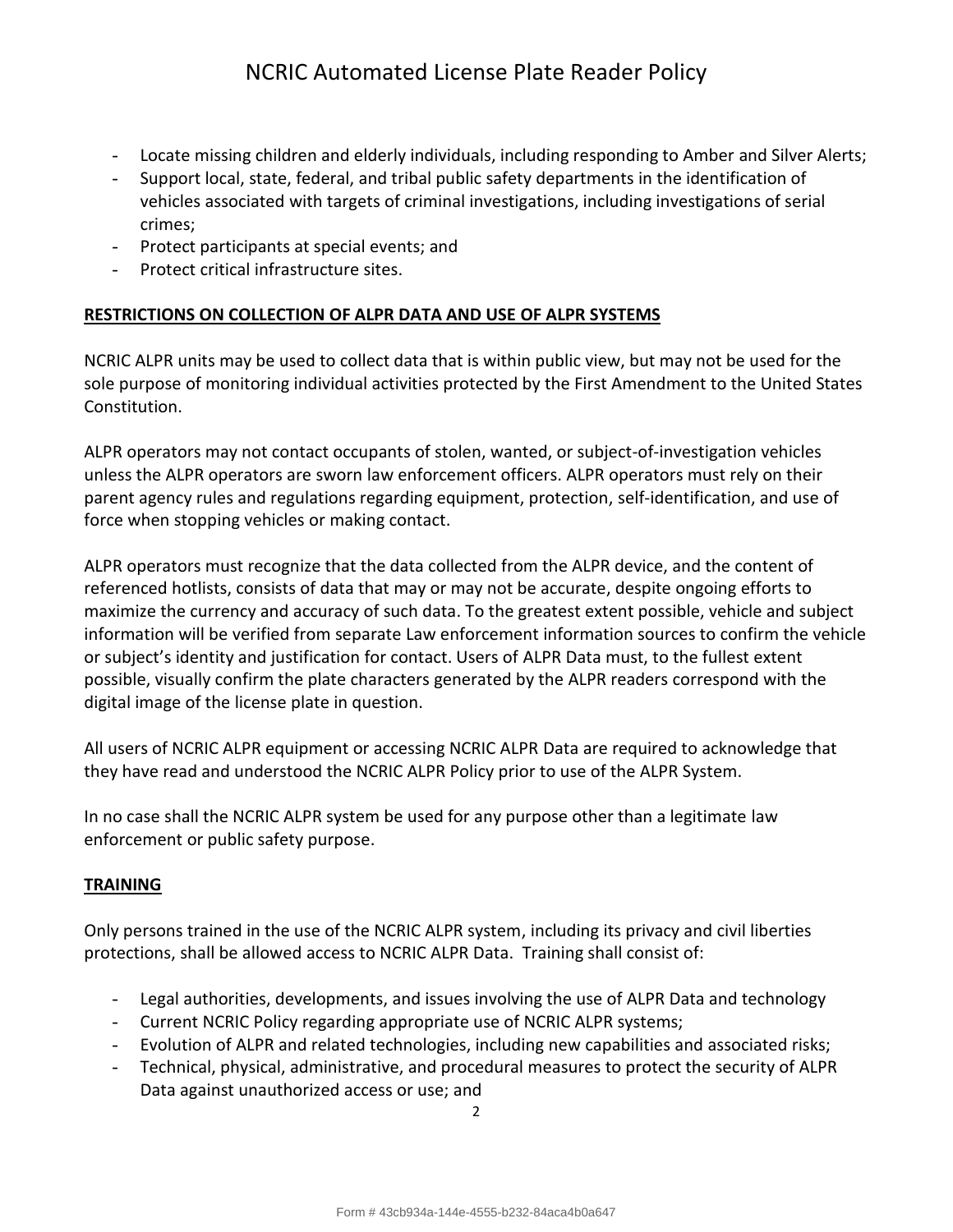- Locate missing children and elderly individuals, including responding to Amber and Silver Alerts;
- Support local, state, federal, and tribal public safety departments in the identification of vehicles associated with targets of criminal investigations, including investigations of serial crimes;
- Protect participants at special events; and
- Protect critical infrastructure sites.

## RESTRICTIONS ON COLLECTION OF ALPR DATA AND USE OF ALPR SYSTEMS

NCRIC ALPR units may be used to collect data that is within public view, but may not be used for the sole purpose of monitoring individual activities protected by the First Amendment to the United States Constitution.

ALPR operators may not contact occupants of stolen, wanted, or subject-of-investigation vehicles unless the ALPR operators are sworn law enforcement officers. ALPR operators must rely on their parent agency rules and regulations regarding equipment, protection, self-identification, and use of force when stopping vehicles or making contact.

ALPR operators must recognize that the data collected from the ALPR device, and the content of referenced hotlists, consists of data that may or may not be accurate, despite ongoing efforts to maximize the currency and accuracy of such data. To the greatest extent possible, vehicle and subject information will be verified from separate Law enforcement information sources to confirm the vehicle or subject's identity and justification for contact. Users of ALPR Data must, to the fullest extent possible, visually confirm the plate characters generated by the ALPR readers correspond with the digital image of the license plate in question.

All users of NCRIC ALPR equipment or accessing NCRIC ALPR Data are required to acknowledge that they have read and understood the NCRIC ALPR Policy prior to use of the ALPR System.

In no case shall the NCRIC ALPR system be used for any purpose other than a legitimate law enforcement or public safety purpose.

## TRAINING

Only persons trained in the use of the NCRIC ALPR system, including its privacy and civil liberties protections, shall be allowed access to NCRIC ALPR Data. Training shall consist of:

- Legal authorities, developments, and issues involving the use of ALPR Data and technology
- Current NCRIC Policy regarding appropriate use of NCRIC ALPR systems;
- Evolution of ALPR and related technologies, including new capabilities and associated risks;
- Technical, physical, administrative, and procedural measures to protect the security of ALPR Data against unauthorized access or use; and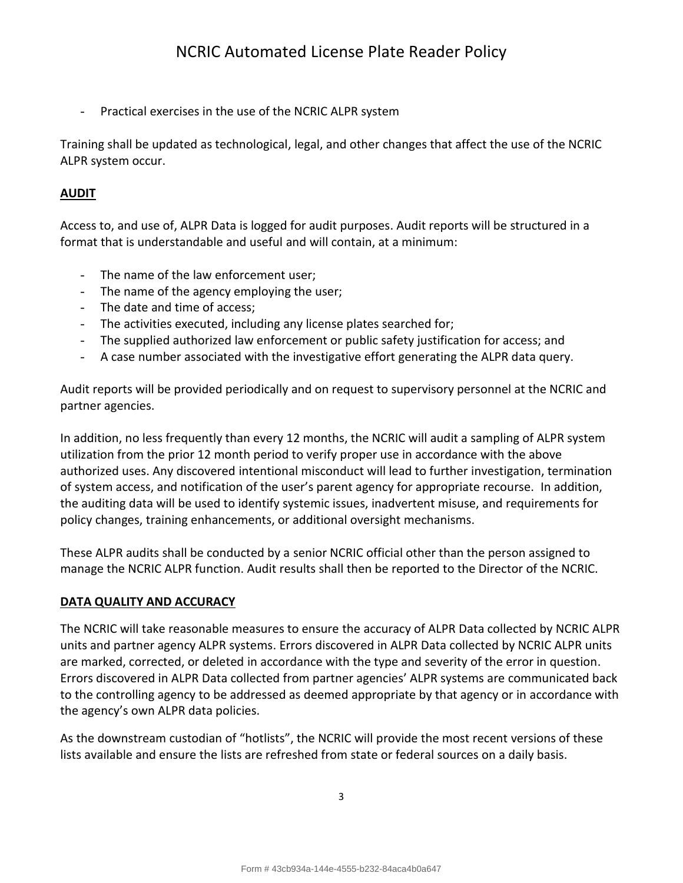- Practical exercises in the use of the NCRIC ALPR system

Training shall be updated as technological, legal, and other changes that affect the use of the NCRIC ALPR system occur.

## AUDIT

Access to, and use of, ALPR Data is logged for audit purposes. Audit reports will be structured in a format that is understandable and useful and will contain, at a minimum:

- The name of the law enforcement user;
- The name of the agency employing the user;
- The date and time of access;
- The activities executed, including any license plates searched for;
- The supplied authorized law enforcement or public safety justification for access; and
- A case number associated with the investigative effort generating the ALPR data query.

Audit reports will be provided periodically and on request to supervisory personnel at the NCRIC and partner agencies.

In addition, no less frequently than every 12 months, the NCRIC will audit a sampling of ALPR system utilization from the prior 12 month period to verify proper use in accordance with the above authorized uses. Any discovered intentional misconduct will lead to further investigation, termination of system access, and notification of the user's parent agency for appropriate recourse. In addition, the auditing data will be used to identify systemic issues, inadvertent misuse, and requirements for policy changes, training enhancements, or additional oversight mechanisms.

These ALPR audits shall be conducted by a senior NCRIC official other than the person assigned to manage the NCRIC ALPR function. Audit results shall then be reported to the Director of the NCRIC.

## DATA QUALITY AND ACCURACY

The NCRIC will take reasonable measures to ensure the accuracy of ALPR Data collected by NCRIC ALPR units and partner agency ALPR systems. Errors discovered in ALPR Data collected by NCRIC ALPR units are marked, corrected, or deleted in accordance with the type and severity of the error in question. Errors discovered in ALPR Data collected from partner agencies' ALPR systems are communicated back to the controlling agency to be addressed as deemed appropriate by that agency or in accordance with the agency's own ALPR data policies.

As the downstream custodian of "hotlists", the NCRIC will provide the most recent versions of these lists available and ensure the lists are refreshed from state or federal sources on a daily basis.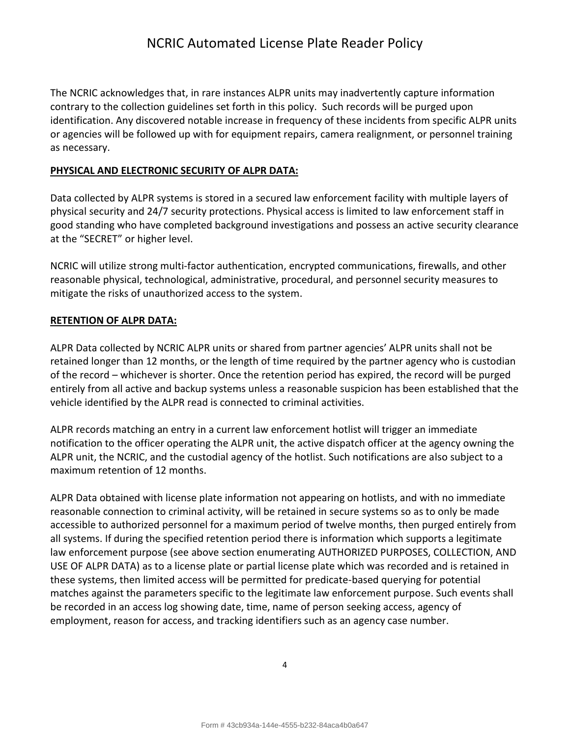The NCRIC acknowledges that, in rare instances ALPR units may inadvertently capture information contrary to the collection guidelines set forth in this policy.  Such records will be purged upon identification. Any discovered notable increase in frequency of these incidents from specific ALPR units or agencies will be followed up with for equipment repairs, camera realignment, or personnel training as necessary.

**PHYSICAL AND ELECTRONIC SECURITY OF ALPR DATA:**

Data collected by ALPR systems is stored in a secured law enforcement facility with multiple layers of physical security and 24/7 security protections. Physical access is limited to law enforcement staff in good standing who have completed background investigations and possess an active security clearance at the "SECRET" or higher level.

NCRIC will utilize strong multi-factor authentication, encrypted communications, firewalls, and other reasonable physical, technological, administrative, procedural, and personnel security measures to mitigate the risks of unauthorized access to the system.

**RETENTION OF ALPR DATA:**

ALPR Data collected by NCRIC ALPR units or shared from partner agencies' ALPR units shall not be retained longer than 12 months, or the length of time required by the partner agency who is custodian of the record – whichever is shorter. Once the retention period has expired, the record will be purged entirely from all active and backup systems unless a reasonable suspicion has been established that the vehicle identified by the ALPR read is connected to criminal activities.

ALPR records matching an entry in a current law enforcement hotlist will trigger an immediate notification to the officer operating the ALPR unit, the active dispatch officer at the agency owning the ALPR unit, the NCRIC, and the custodial agency of the hotlist. Such notifications are also subject to a maximum retention of 12 months.

ALPR Data obtained with license plate information not appearing on hotlists, and with no immediate reasonable connection to criminal activity, will be retained in secure systems so as to only be made accessible to authorized personnel for a maximum period of twelve months, then purged entirely from all systems. If during the specified retention period there is information which supports a legitimate law enforcement purpose (see above section enumerating AUTHORIZED PURPOSES, COLLECTION, AND USE OF ALPR DATA) as to a license plate or partial license plate which was recorded and is retained in these systems, then limited access will be permitted for predicate-based querying for potential matches against the parameters specific to the legitimate law enforcement purpose. Such events shall be recorded in an access log showing date, time, name of person seeking access, agency of employment, reason for access, and tracking identifiers such as an agency case number.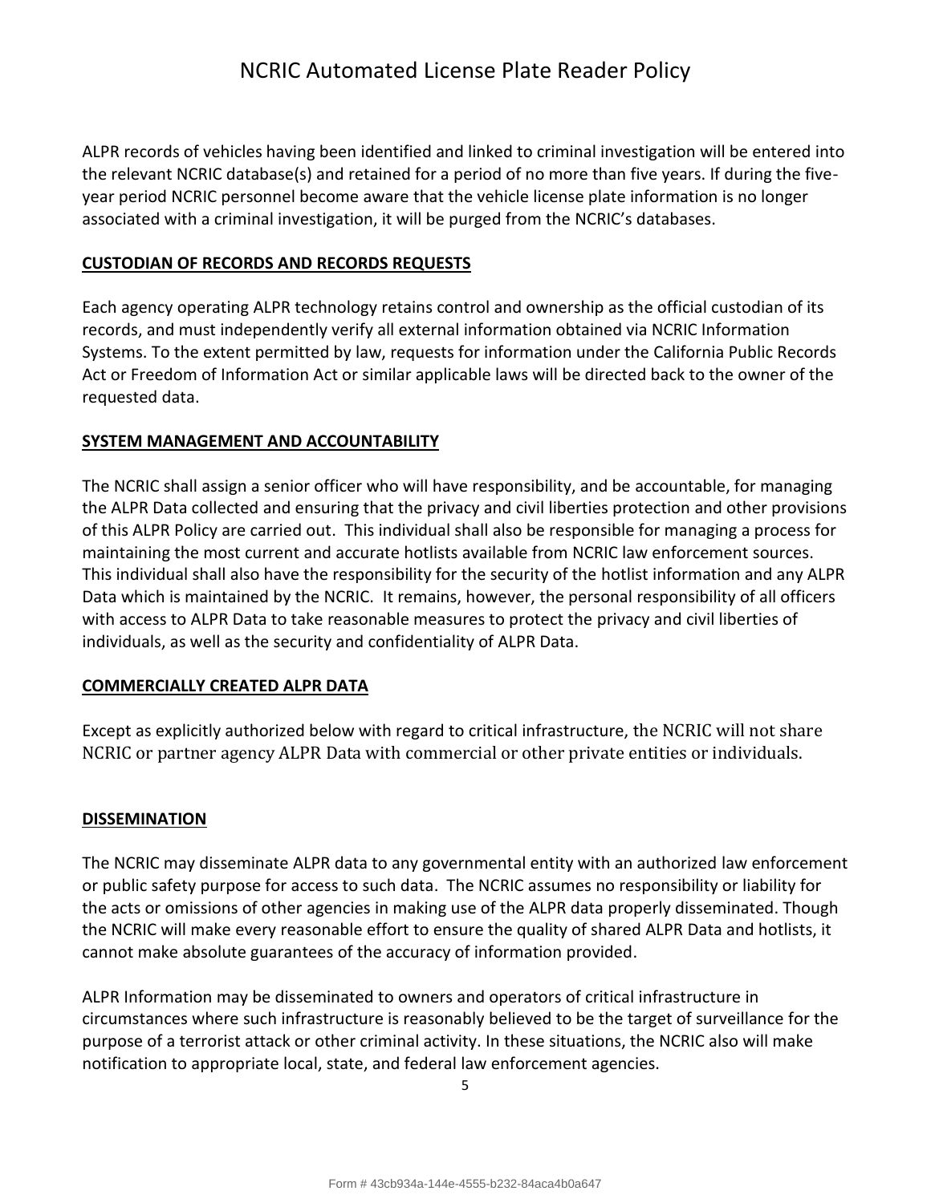ALPR records of vehicles having been identified and linked to criminal investigation will be entered into the relevant NCRIC database(s) and retained for a period of no more than five years. If during the five-year period NCRIC personnel become aware that the vehicle license plate information is no longer associated with a criminal investigation, it will be purged from the NCRIC's databases.

## CUSTODIAN OF RECORDS AND RECORDS REQUESTS

Each agency operating ALPR technology retains control and ownership as the official custodian of its records, and must independently verify all external information obtained via NCRIC Information Systems. To the extent permitted by law, requests for information under the California Public Records Act or Freedom of Information Act or similar applicable laws will be directed back to the owner of the requested data.

## SYSTEM MANAGEMENT AND ACCOUNTABILITY

The NCRIC shall assign a senior officer who will have responsibility, and be accountable, for managing the ALPR Data collected and ensuring that the privacy and civil liberties protection and other provisions of this ALPR Policy are carried out. This individual shall also be responsible for managing a process for maintaining the most current and accurate hotlists available from NCRIC law enforcement sources. This individual shall also have the responsibility for the security of the hotlist information and any ALPR Data which is maintained by the NCRIC. It remains, however, the personal responsibility of all officers with access to ALPR Data to take reasonable measures to protect the privacy and civil liberties of individuals, as well as the security and confidentiality of ALPR Data.

## COMMERCIALLY CREATED ALPR DATA

Except as explicitly authorized below with regard to critical infrastructure, the NCRIC will not share NCRIC or partner agency ALPR Data with commercial or other private entities or individuals.

## DISSEMINATION

The NCRIC may disseminate ALPR data to any governmental entity with an authorized law enforcement or public safety purpose for access to such data. The NCRIC assumes no responsibility or liability for the acts or omissions of other agencies in making use of the ALPR data properly disseminated. Though the NCRIC will make every reasonable effort to ensure the quality of shared ALPR Data and hotlists, it cannot make absolute guarantees of the accuracy of information provided.

ALPR Information may be disseminated to owners and operators of critical infrastructure in circumstances where such infrastructure is reasonably believed to be the target of surveillance for the purpose of a terrorist attack or other criminal activity. In these situations, the NCRIC also will make notification to appropriate local, state, and federal law enforcement agencies.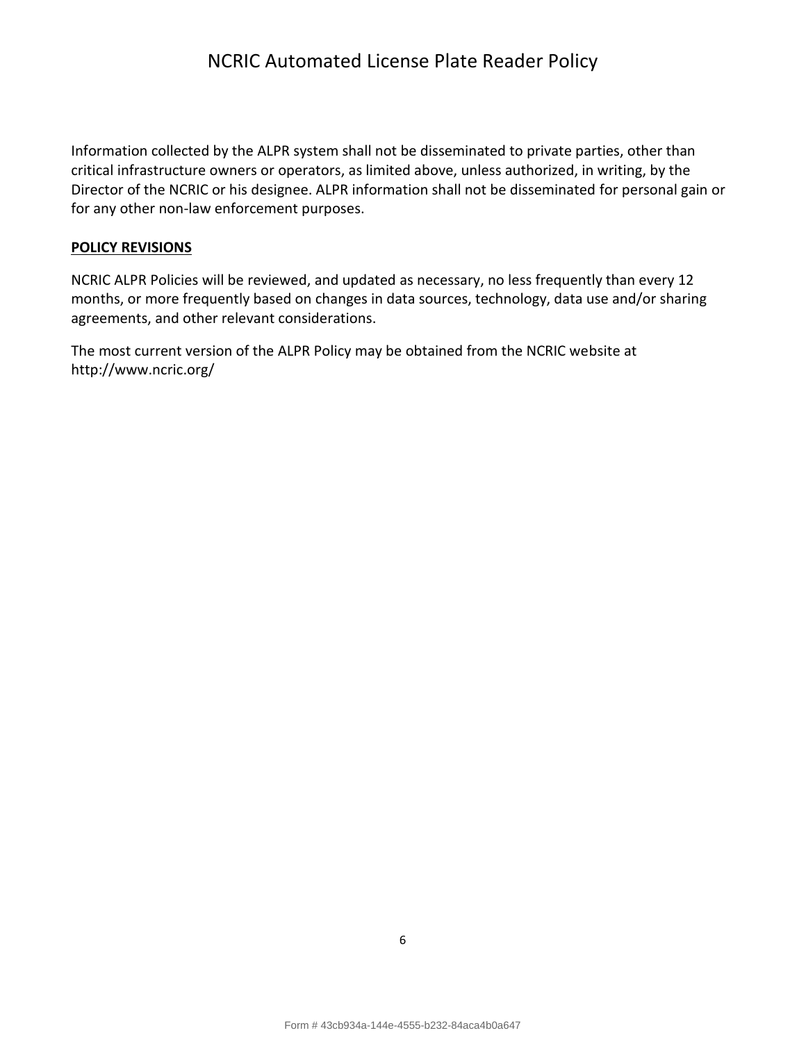Information collected by the ALPR system shall not be disseminated to private parties, other than critical infrastructure owners or operators, as limited above, unless authorized, in writing, by the Director of the NCRIC or his designee. ALPR information shall not be disseminated for personal gain or for any other non-law enforcement purposes.

## POLICY REVISIONS

NCRIC ALPR Policies will be reviewed, and updated as necessary, no less frequently than every 12 months, or more frequently based on changes in data sources, technology, data use and/or sharing agreements, and other relevant considerations.

The most current version of the ALPR Policy may be obtained from the NCRIC website at http://www.ncric.org/